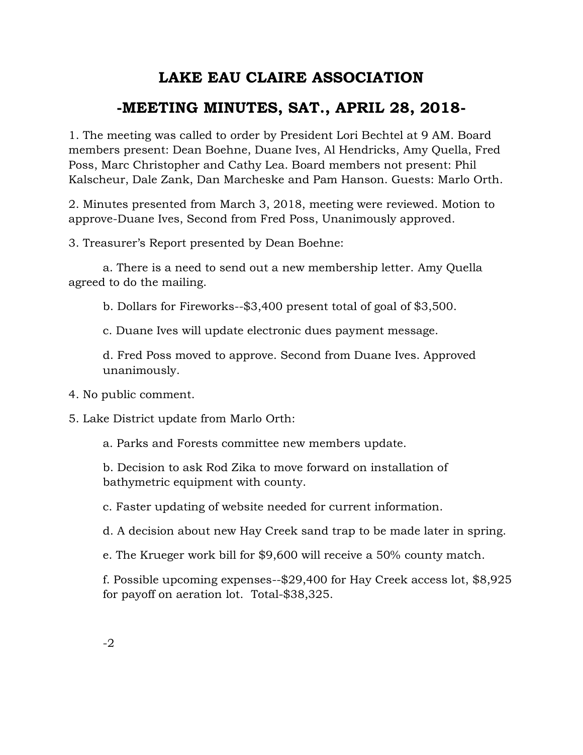# LAKE EAU CLAIRE ASSOCIATION

## -MEETING MINUTES, SAT., APRIL 28, 2018-

1. The meeting was called to order by President Lori Bechtel at 9 AM. Board members present: Dean Boehne, Duane Ives, Al Hendricks, Amy Quella, Fred Poss, Marc Christopher and Cathy Lea. Board members not present: Phil Kalscheur, Dale Zank, Dan Marcheske and Pam Hanson. Guests: Marlo Orth.

2. Minutes presented from March 3, 2018, meeting were reviewed. Motion to approve-Duane Ives, Second from Fred Poss, Unanimously approved.

3. Treasurer's Report presented by Dean Boehne:

   a. There is a need to send out a new membership letter. Amy Quella agreed to do the mailing.

   b. Dollars for Fireworks--$3,400 present total of goal of $3,500.

   c. Duane Ives will update electronic dues payment message.

   d. Fred Poss moved to approve. Second from Duane Ives. Approved unanimously.

4. No public comment.

5. Lake District update from Marlo Orth:

   a. Parks and Forests committee new members update.

   b. Decision to ask Rod Zika to move forward on installation of bathymetric equipment with county.

   c. Faster updating of website needed for current information.

   d. A decision about new Hay Creek sand trap to be made later in spring.

   e. The Krueger work bill for $9,600 will receive a 50% county match.

   f. Possible upcoming expenses--$29,400 for Hay Creek access lot, $8,925 for payoff on aeration lot. Total-$38,325.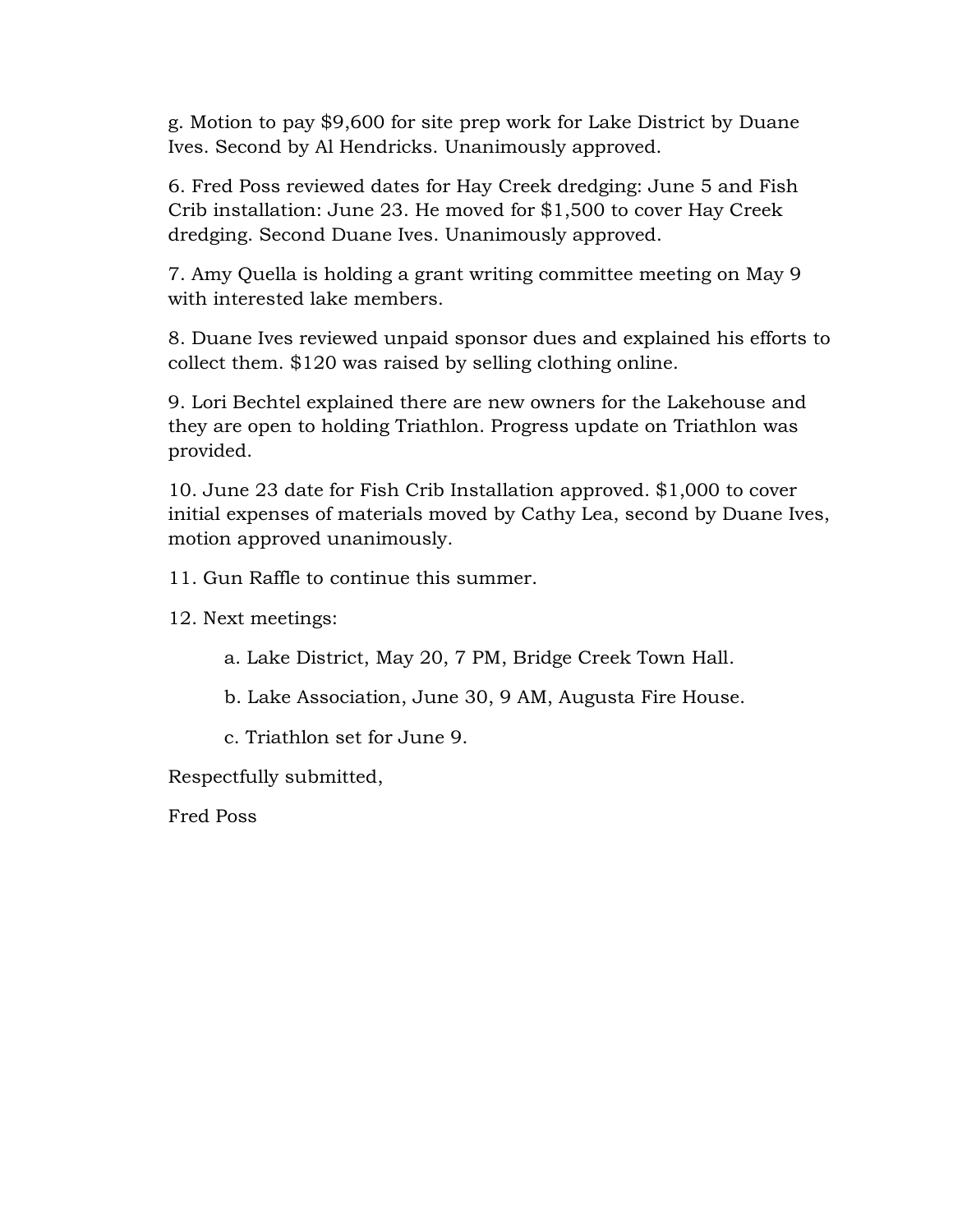g. Motion to pay $9,600 for site prep work for Lake District by Duane Ives. Second by Al Hendricks. Unanimously approved.

6. Fred Poss reviewed dates for Hay Creek dredging: June 5 and Fish Crib installation: June 23. He moved for $1,500 to cover Hay Creek dredging. Second Duane Ives. Unanimously approved.

7. Amy Quella is holding a grant writing committee meeting on May 9 with interested lake members.

8. Duane Ives reviewed unpaid sponsor dues and explained his efforts to collect them. $120 was raised by selling clothing online.

9. Lori Bechtel explained there are new owners for the Lakehouse and they are open to holding Triathlon. Progress update on Triathlon was provided.

10. June 23 date for Fish Crib Installation approved. $1,000 to cover initial expenses of materials moved by Cathy Lea, second by Duane Ives, motion approved unanimously.

11. Gun Raffle to continue this summer.

12. Next meetings:

    a. Lake District, May 20, 7 PM, Bridge Creek Town Hall.

    b. Lake Association, June 30, 9 AM, Augusta Fire House.

    c. Triathlon set for June 9.

Respectfully submitted,

Fred Poss